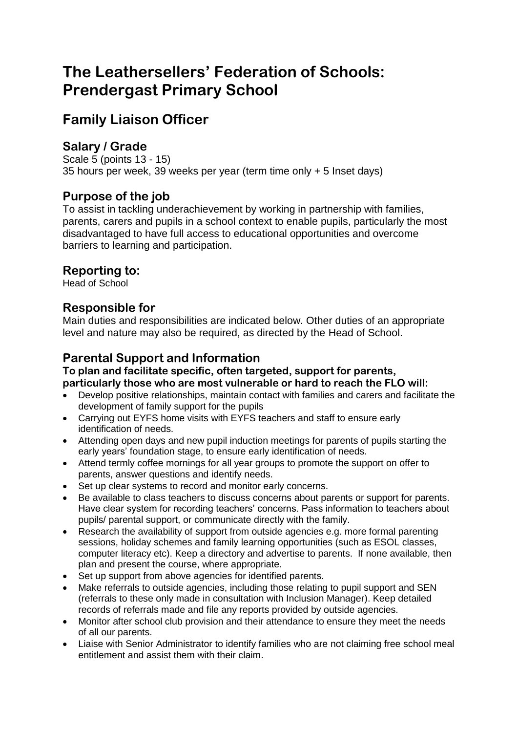# The Leathersellers' Federation of Schools: Prendergast Primary School

## Family Liaison Officer

### Salary / Grade

Scale 5 (points 13 - 15)
35 hours per week, 39 weeks per year (term time only + 5 Inset days)

### Purpose of the job

To assist in tackling underachievement by working in partnership with families, parents, carers and pupils in a school context to enable pupils, particularly the most disadvantaged to have full access to educational opportunities and overcome barriers to learning and participation.

### Reporting to:

Head of School

### Responsible for

Main duties and responsibilities are indicated below. Other duties of an appropriate level and nature may also be required, as directed by the Head of School.

### Parental Support and Information

**To plan and facilitate specific, often targeted, support for parents, particularly those who are most vulnerable or hard to reach the FLO will:**

- Develop positive relationships, maintain contact with families and carers and facilitate the development of family support for the pupils
- Carrying out EYFS home visits with EYFS teachers and staff to ensure early identification of needs.
- Attending open days and new pupil induction meetings for parents of pupils starting the early years' foundation stage, to ensure early identification of needs.
- Attend termly coffee mornings for all year groups to promote the support on offer to parents, answer questions and identify needs.
- Set up clear systems to record and monitor early concerns.
- Be available to class teachers to discuss concerns about parents or support for parents. Have clear system for recording teachers' concerns. Pass information to teachers about pupils/ parental support, or communicate directly with the family.
- Research the availability of support from outside agencies e.g. more formal parenting sessions, holiday schemes and family learning opportunities (such as ESOL classes, computer literacy etc). Keep a directory and advertise to parents. If none available, then plan and present the course, where appropriate.
- Set up support from above agencies for identified parents.
- Make referrals to outside agencies, including those relating to pupil support and SEN (referrals to these only made in consultation with Inclusion Manager). Keep detailed records of referrals made and file any reports provided by outside agencies.
- Monitor after school club provision and their attendance to ensure they meet the needs of all our parents.
- Liaise with Senior Administrator to identify families who are not claiming free school meal entitlement and assist them with their claim.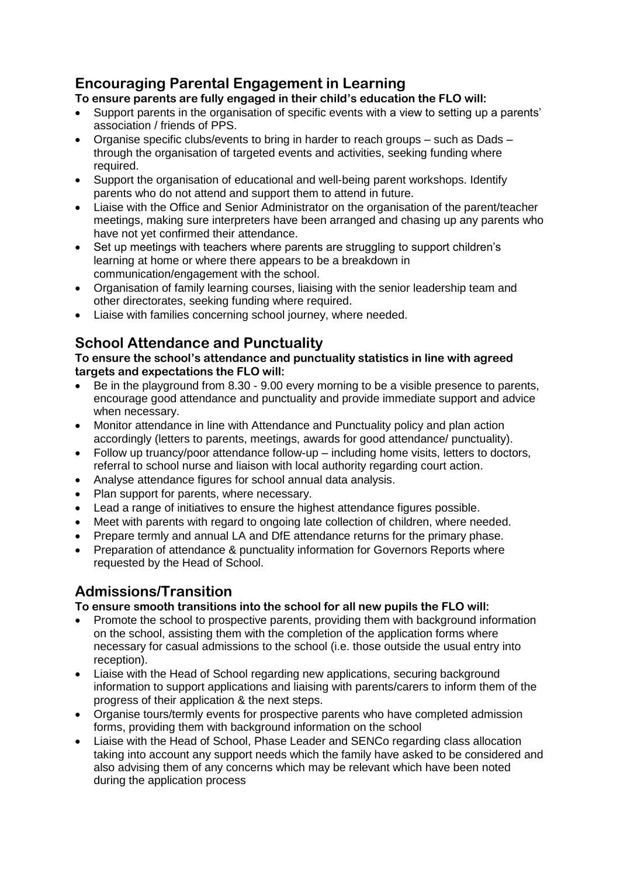## Encouraging Parental Engagement in Learning

**To ensure parents are fully engaged in their child's education the FLO will:**

- Support parents in the organisation of specific events with a view to setting up a parents' association / friends of PPS.
- Organise specific clubs/events to bring in harder to reach groups – such as Dads – through the organisation of targeted events and activities, seeking funding where required.
- Support the organisation of educational and well-being parent workshops. Identify parents who do not attend and support them to attend in future.
- Liaise with the Office and Senior Administrator on the organisation of the parent/teacher meetings, making sure interpreters have been arranged and chasing up any parents who have not yet confirmed their attendance.
- Set up meetings with teachers where parents are struggling to support children's learning at home or where there appears to be a breakdown in communication/engagement with the school.
- Organisation of family learning courses, liaising with the senior leadership team and other directorates, seeking funding where required.
- Liaise with families concerning school journey, where needed.

## School Attendance and Punctuality

**To ensure the school's attendance and punctuality statistics in line with agreed targets and expectations the FLO will:**

- Be in the playground from 8.30 - 9.00 every morning to be a visible presence to parents, encourage good attendance and punctuality and provide immediate support and advice when necessary.
- Monitor attendance in line with Attendance and Punctuality policy and plan action accordingly (letters to parents, meetings, awards for good attendance/ punctuality).
- Follow up truancy/poor attendance follow-up – including home visits, letters to doctors, referral to school nurse and liaison with local authority regarding court action.
- Analyse attendance figures for school annual data analysis.
- Plan support for parents, where necessary.
- Lead a range of initiatives to ensure the highest attendance figures possible.
- Meet with parents with regard to ongoing late collection of children, where needed.
- Prepare termly and annual LA and DfE attendance returns for the primary phase.
- Preparation of attendance & punctuality information for Governors Reports where requested by the Head of School.

## Admissions/Transition

**To ensure smooth transitions into the school for all new pupils the FLO will:**

- Promote the school to prospective parents, providing them with background information on the school, assisting them with the completion of the application forms where necessary for casual admissions to the school (i.e. those outside the usual entry into reception).
- Liaise with the Head of School regarding new applications, securing background information to support applications and liaising with parents/carers to inform them of the progress of their application & the next steps.
- Organise tours/termly events for prospective parents who have completed admission forms, providing them with background information on the school
- Liaise with the Head of School, Phase Leader and SENCo regarding class allocation taking into account any support needs which the family have asked to be considered and also advising them of any concerns which may be relevant which have been noted during the application process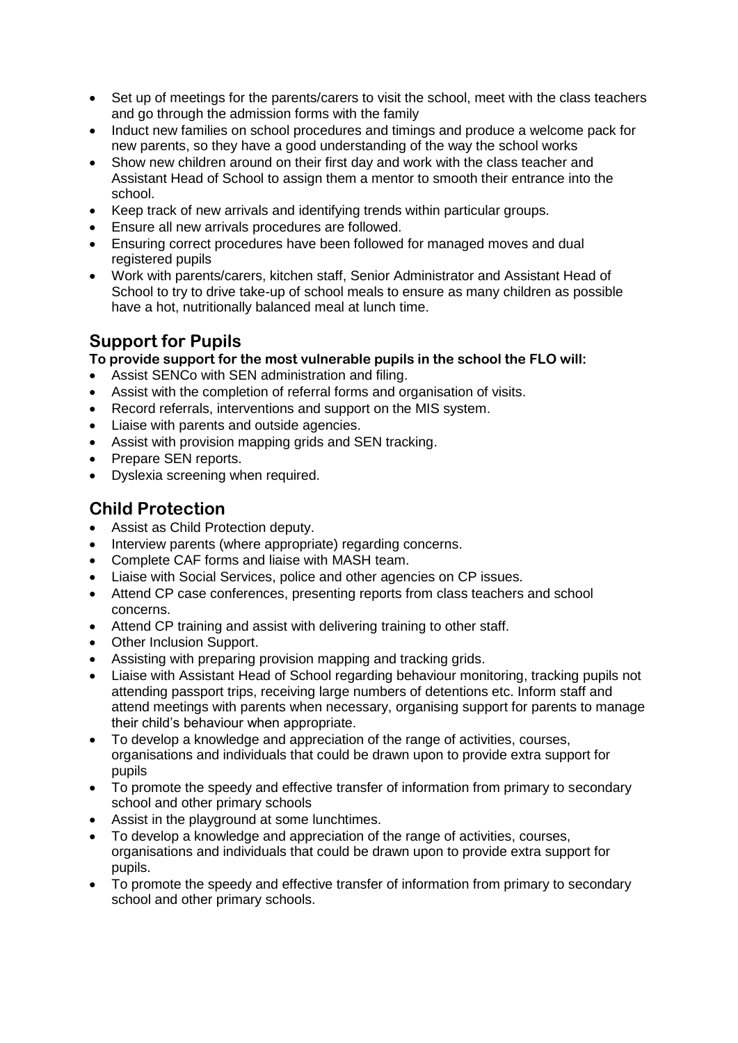- Set up of meetings for the parents/carers to visit the school, meet with the class teachers and go through the admission forms with the family
- Induct new families on school procedures and timings and produce a welcome pack for new parents, so they have a good understanding of the way the school works
- Show new children around on their first day and work with the class teacher and Assistant Head of School to assign them a mentor to smooth their entrance into the school.
- Keep track of new arrivals and identifying trends within particular groups.
- Ensure all new arrivals procedures are followed.
- Ensuring correct procedures have been followed for managed moves and dual registered pupils
- Work with parents/carers, kitchen staff, Senior Administrator and Assistant Head of School to try to drive take-up of school meals to ensure as many children as possible have a hot, nutritionally balanced meal at lunch time.

## Support for Pupils

**To provide support for the most vulnerable pupils in the school the FLO will:**

- Assist SENCo with SEN administration and filing.
- Assist with the completion of referral forms and organisation of visits.
- Record referrals, interventions and support on the MIS system.
- Liaise with parents and outside agencies.
- Assist with provision mapping grids and SEN tracking.
- Prepare SEN reports.
- Dyslexia screening when required.

## Child Protection

- Assist as Child Protection deputy.
- Interview parents (where appropriate) regarding concerns.
- Complete CAF forms and liaise with MASH team.
- Liaise with Social Services, police and other agencies on CP issues.
- Attend CP case conferences, presenting reports from class teachers and school concerns.
- Attend CP training and assist with delivering training to other staff.
- Other Inclusion Support.
- Assisting with preparing provision mapping and tracking grids.
- Liaise with Assistant Head of School regarding behaviour monitoring, tracking pupils not attending passport trips, receiving large numbers of detentions etc. Inform staff and attend meetings with parents when necessary, organising support for parents to manage their child's behaviour when appropriate.
- To develop a knowledge and appreciation of the range of activities, courses, organisations and individuals that could be drawn upon to provide extra support for pupils
- To promote the speedy and effective transfer of information from primary to secondary school and other primary schools
- Assist in the playground at some lunchtimes.
- To develop a knowledge and appreciation of the range of activities, courses, organisations and individuals that could be drawn upon to provide extra support for pupils.
- To promote the speedy and effective transfer of information from primary to secondary school and other primary schools.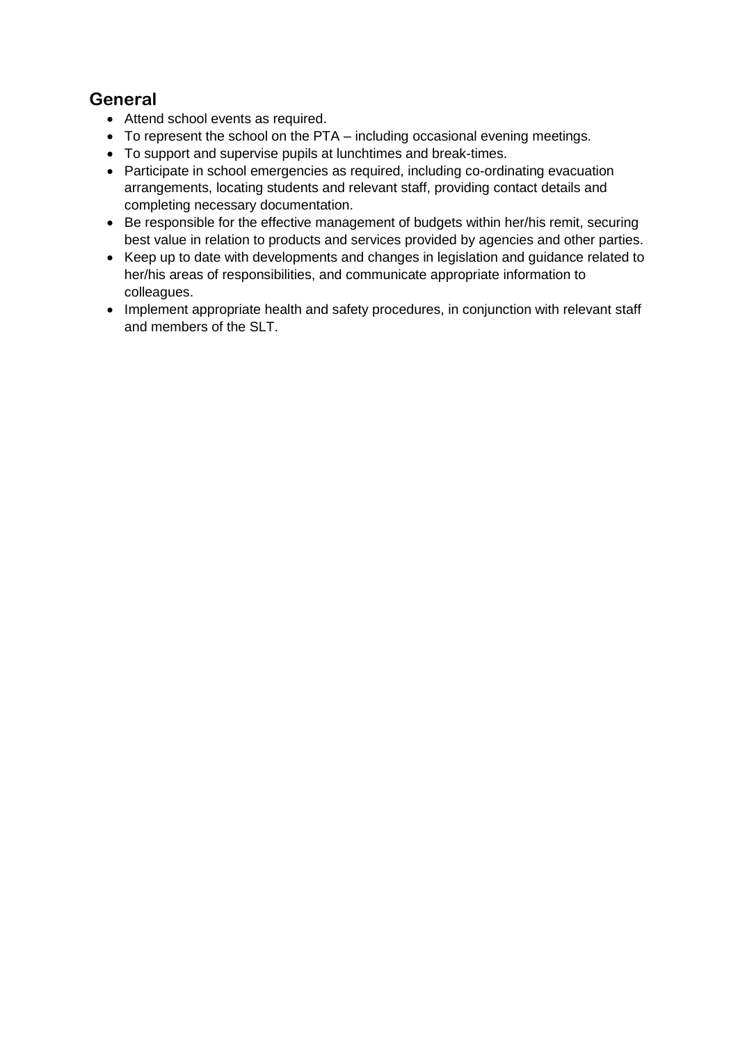## General

- Attend school events as required.
- To represent the school on the PTA – including occasional evening meetings.
- To support and supervise pupils at lunchtimes and break-times.
- Participate in school emergencies as required, including co-ordinating evacuation arrangements, locating students and relevant staff, providing contact details and completing necessary documentation.
- Be responsible for the effective management of budgets within her/his remit, securing best value in relation to products and services provided by agencies and other parties.
- Keep up to date with developments and changes in legislation and guidance related to her/his areas of responsibilities, and communicate appropriate information to colleagues.
- Implement appropriate health and safety procedures, in conjunction with relevant staff and members of the SLT.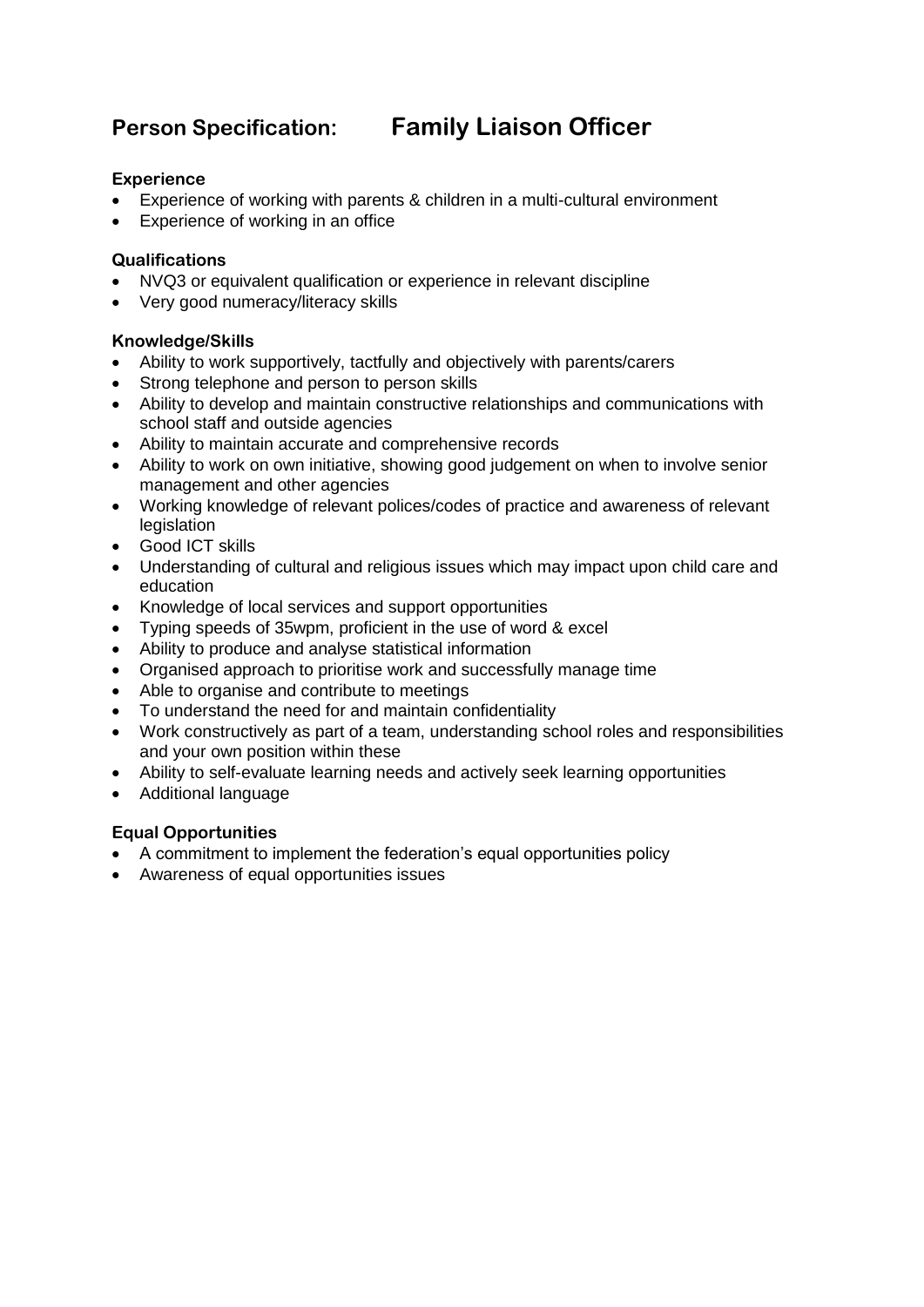# Person Specification: Family Liaison Officer

### Experience

- Experience of working with parents & children in a multi-cultural environment
- Experience of working in an office

### Qualifications

- NVQ3 or equivalent qualification or experience in relevant discipline
- Very good numeracy/literacy skills

### Knowledge/Skills

- Ability to work supportively, tactfully and objectively with parents/carers
- Strong telephone and person to person skills
- Ability to develop and maintain constructive relationships and communications with school staff and outside agencies
- Ability to maintain accurate and comprehensive records
- Ability to work on own initiative, showing good judgement on when to involve senior management and other agencies
- Working knowledge of relevant polices/codes of practice and awareness of relevant legislation
- Good ICT skills
- Understanding of cultural and religious issues which may impact upon child care and education
- Knowledge of local services and support opportunities
- Typing speeds of 35wpm, proficient in the use of word & excel
- Ability to produce and analyse statistical information
- Organised approach to prioritise work and successfully manage time
- Able to organise and contribute to meetings
- To understand the need for and maintain confidentiality
- Work constructively as part of a team, understanding school roles and responsibilities and your own position within these
- Ability to self-evaluate learning needs and actively seek learning opportunities
- Additional language

### Equal Opportunities

- A commitment to implement the federation's equal opportunities policy
- Awareness of equal opportunities issues